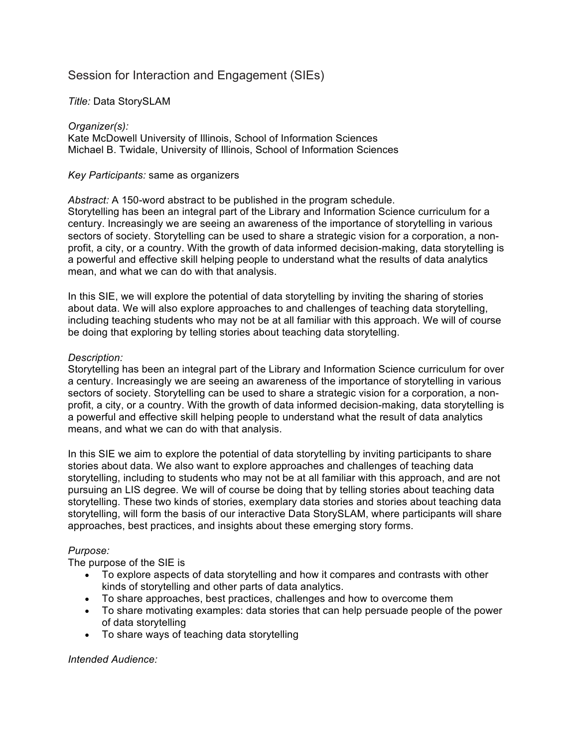# Session for Interaction and Engagement (SIEs)

*Title:* Data StorySLAM

*Organizer(s):*
Kate McDowell University of Illinois, School of Information Sciences
Michael B. Twidale, University of Illinois, School of Information Sciences

*Key Participants:* same as organizers

*Abstract:* A 150-word abstract to be published in the program schedule.
Storytelling has been an integral part of the Library and Information Science curriculum for a century. Increasingly we are seeing an awareness of the importance of storytelling in various sectors of society. Storytelling can be used to share a strategic vision for a corporation, a non-profit, a city, or a country. With the growth of data informed decision-making, data storytelling is a powerful and effective skill helping people to understand what the results of data analytics mean, and what we can do with that analysis.

In this SIE, we will explore the potential of data storytelling by inviting the sharing of stories about data. We will also explore approaches to and challenges of teaching data storytelling, including teaching students who may not be at all familiar with this approach. We will of course be doing that exploring by telling stories about teaching data storytelling.

*Description:*
Storytelling has been an integral part of the Library and Information Science curriculum for over a century. Increasingly we are seeing an awareness of the importance of storytelling in various sectors of society. Storytelling can be used to share a strategic vision for a corporation, a non-profit, a city, or a country. With the growth of data informed decision-making, data storytelling is a powerful and effective skill helping people to understand what the result of data analytics means, and what we can do with that analysis.

In this SIE we aim to explore the potential of data storytelling by inviting participants to share stories about data. We also want to explore approaches and challenges of teaching data storytelling, including to students who may not be at all familiar with this approach, and are not pursuing an LIS degree. We will of course be doing that by telling stories about teaching data storytelling. These two kinds of stories, exemplary data stories and stories about teaching data storytelling, will form the basis of our interactive Data StorySLAM, where participants will share approaches, best practices, and insights about these emerging story forms.

*Purpose:*
The purpose of the SIE is

- To explore aspects of data storytelling and how it compares and contrasts with other kinds of storytelling and other parts of data analytics.
- To share approaches, best practices, challenges and how to overcome them
- To share motivating examples: data stories that can help persuade people of the power of data storytelling
- To share ways of teaching data storytelling

*Intended Audience:*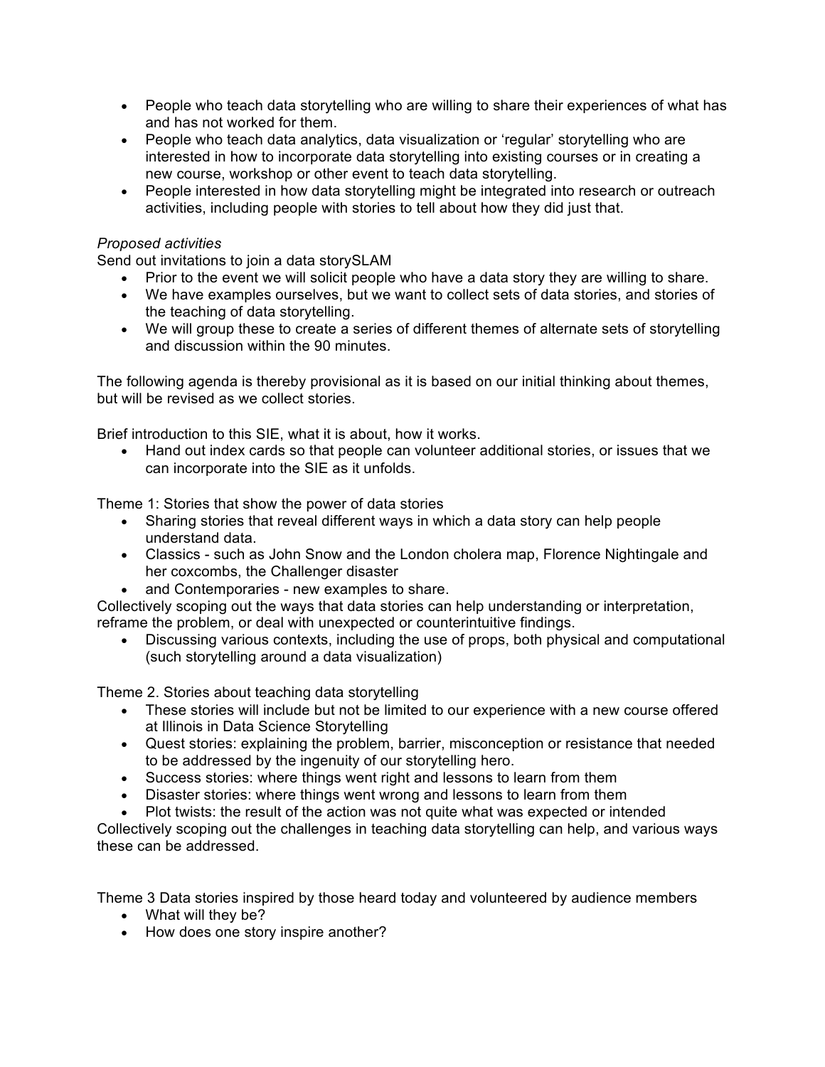- People who teach data storytelling who are willing to share their experiences of what has and has not worked for them.
- People who teach data analytics, data visualization or 'regular' storytelling who are interested in how to incorporate data storytelling into existing courses or in creating a new course, workshop or other event to teach data storytelling.
- People interested in how data storytelling might be integrated into research or outreach activities, including people with stories to tell about how they did just that.

*Proposed activities*

Send out invitations to join a data storySLAM

- Prior to the event we will solicit people who have a data story they are willing to share.
- We have examples ourselves, but we want to collect sets of data stories, and stories of the teaching of data storytelling.
- We will group these to create a series of different themes of alternate sets of storytelling and discussion within the 90 minutes.

The following agenda is thereby provisional as it is based on our initial thinking about themes, but will be revised as we collect stories.

Brief introduction to this SIE, what it is about, how it works.

- Hand out index cards so that people can volunteer additional stories, or issues that we can incorporate into the SIE as it unfolds.

Theme 1: Stories that show the power of data stories

- Sharing stories that reveal different ways in which a data story can help people understand data.
- Classics - such as John Snow and the London cholera map, Florence Nightingale and her coxcombs, the Challenger disaster
- and Contemporaries - new examples to share.

Collectively scoping out the ways that data stories can help understanding or interpretation, reframe the problem, or deal with unexpected or counterintuitive findings.

- Discussing various contexts, including the use of props, both physical and computational (such storytelling around a data visualization)

Theme 2. Stories about teaching data storytelling

- These stories will include but not be limited to our experience with a new course offered at Illinois in Data Science Storytelling
- Quest stories: explaining the problem, barrier, misconception or resistance that needed to be addressed by the ingenuity of our storytelling hero.
- Success stories: where things went right and lessons to learn from them
- Disaster stories: where things went wrong and lessons to learn from them
- Plot twists: the result of the action was not quite what was expected or intended

Collectively scoping out the challenges in teaching data storytelling can help, and various ways these can be addressed.

Theme 3 Data stories inspired by those heard today and volunteered by audience members

- What will they be?
- How does one story inspire another?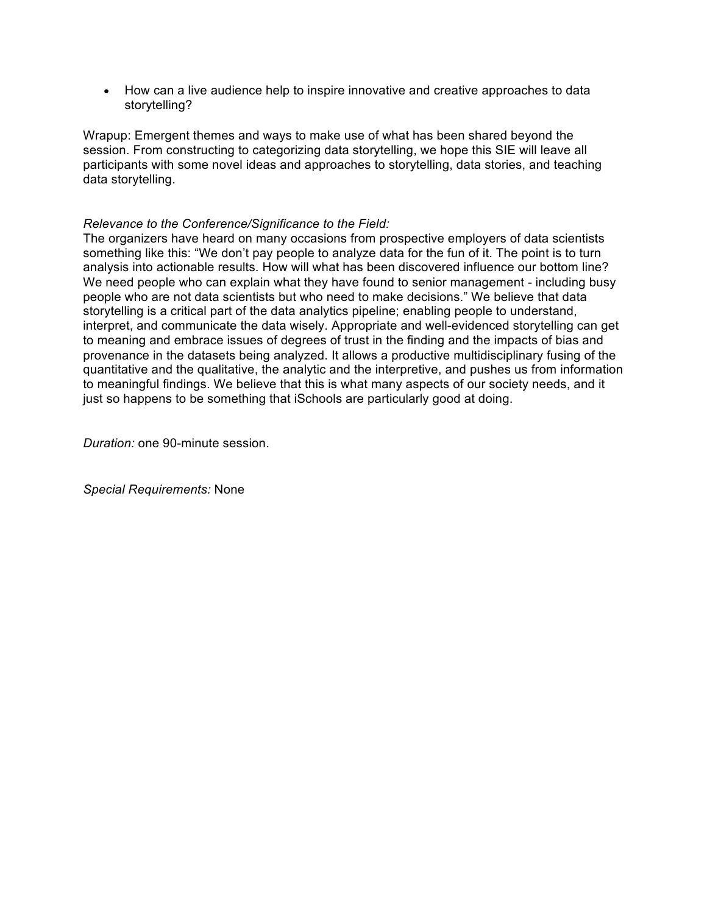- How can a live audience help to inspire innovative and creative approaches to data storytelling?

Wrapup: Emergent themes and ways to make use of what has been shared beyond the session. From constructing to categorizing data storytelling, we hope this SIE will leave all participants with some novel ideas and approaches to storytelling, data stories, and teaching data storytelling.

*Relevance to the Conference/Significance to the Field:*
The organizers have heard on many occasions from prospective employers of data scientists something like this: "We don't pay people to analyze data for the fun of it. The point is to turn analysis into actionable results. How will what has been discovered influence our bottom line? We need people who can explain what they have found to senior management - including busy people who are not data scientists but who need to make decisions." We believe that data storytelling is a critical part of the data analytics pipeline; enabling people to understand, interpret, and communicate the data wisely. Appropriate and well-evidenced storytelling can get to meaning and embrace issues of degrees of trust in the finding and the impacts of bias and provenance in the datasets being analyzed. It allows a productive multidisciplinary fusing of the quantitative and the qualitative, the analytic and the interpretive, and pushes us from information to meaningful findings. We believe that this is what many aspects of our society needs, and it just so happens to be something that iSchools are particularly good at doing.

*Duration:* one 90-minute session.

*Special Requirements:* None